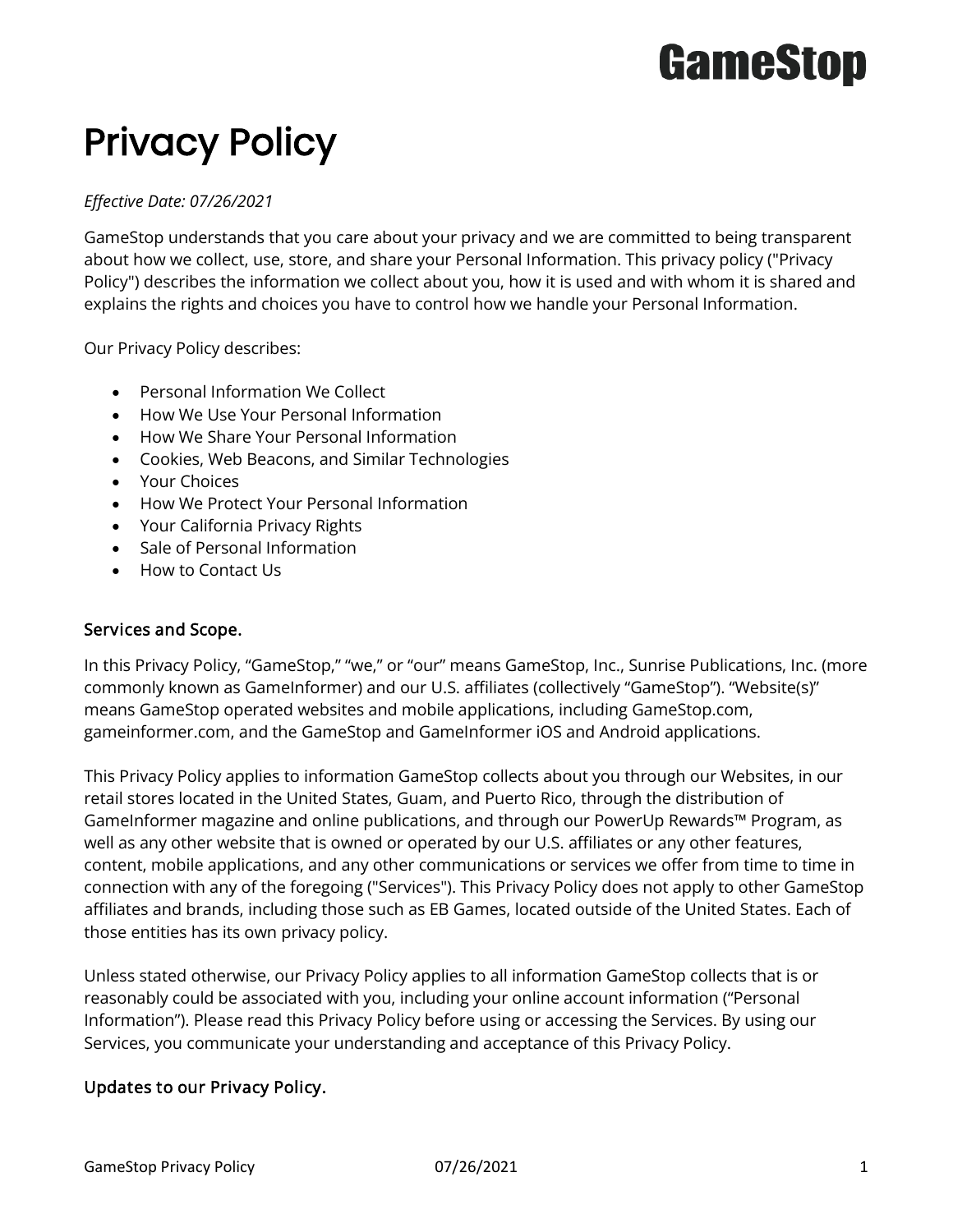# GameStop

# Privacy Policy

*Effective Date: 07/26/2021*

GameStop understands that you care about your privacy and we are committed to being transparent about how we collect, use, store, and share your Personal Information. This privacy policy ("Privacy Policy") describes the information we collect about you, how it is used and with whom it is shared and explains the rights and choices you have to control how we handle your Personal Information.

Our Privacy Policy describes:

- Personal Information We Collect
- How We Use Your Personal Information
- How We Share Your Personal Information
- Cookies, Web Beacons, and Similar Technologies
- Your Choices
- How We Protect Your Personal Information
- Your California Privacy Rights
- Sale of Personal Information
- How to Contact Us

## Services and Scope.

In this Privacy Policy, "GameStop," "we," or "our" means GameStop, Inc., Sunrise Publications, Inc. (more commonly known as GameInformer) and our U.S. affiliates (collectively "GameStop"). "Website(s)" means GameStop operated websites and mobile applications, including GameStop.com, gameinformer.com, and the GameStop and GameInformer iOS and Android applications.

This Privacy Policy applies to information GameStop collects about you through our Websites, in our retail stores located in the United States, Guam, and Puerto Rico, through the distribution of GameInformer magazine and online publications, and through our PowerUp Rewards™ Program, as well as any other website that is owned or operated by our U.S. affiliates or any other features, content, mobile applications, and any other communications or services we offer from time to time in connection with any of the foregoing ("Services"). This Privacy Policy does not apply to other GameStop affiliates and brands, including those such as EB Games, located outside of the United States. Each of those entities has its own privacy policy.

Unless stated otherwise, our Privacy Policy applies to all information GameStop collects that is or reasonably could be associated with you, including your online account information ("Personal Information"). Please read this Privacy Policy before using or accessing the Services. By using our Services, you communicate your understanding and acceptance of this Privacy Policy.

## Updates to our Privacy Policy.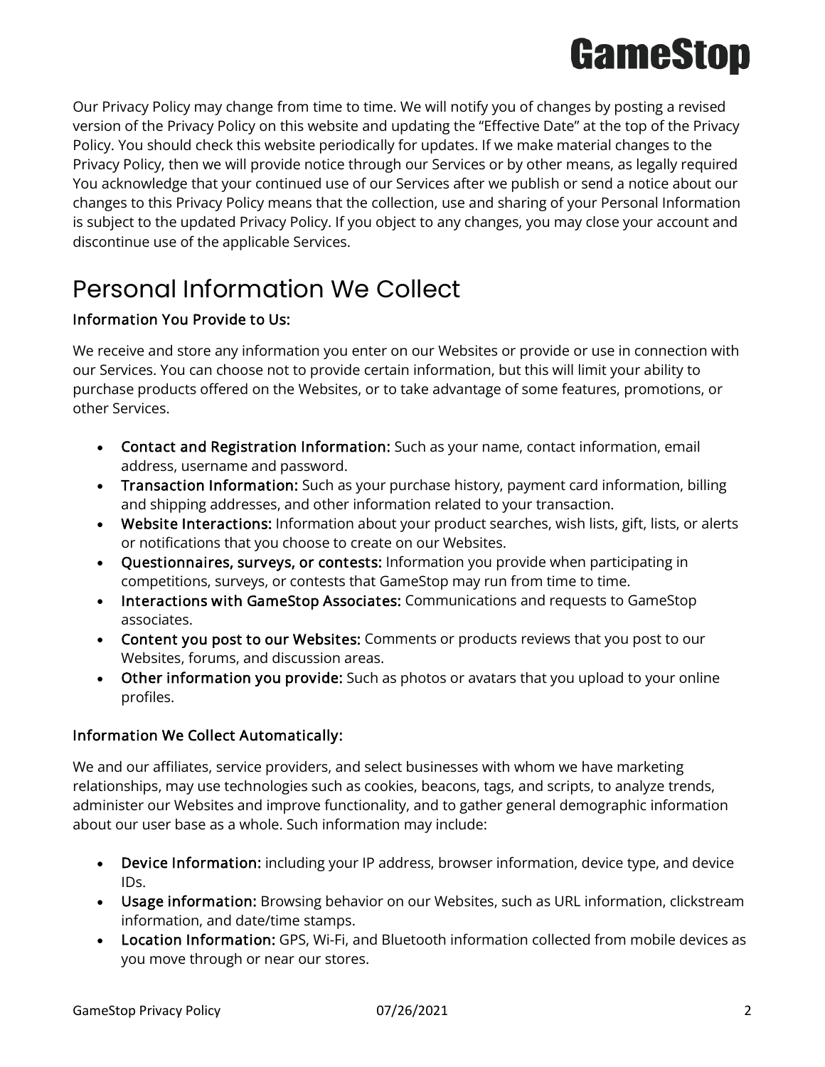Our Privacy Policy may change from time to time. We will notify you of changes by posting a revised version of the Privacy Policy on this website and updating the "Effective Date" at the top of the Privacy Policy. You should check this website periodically for updates. If we make material changes to the Privacy Policy, then we will provide notice through our Services or by other means, as legally required You acknowledge that your continued use of our Services after we publish or send a notice about our changes to this Privacy Policy means that the collection, use and sharing of your Personal Information is subject to the updated Privacy Policy. If you object to any changes, you may close your account and discontinue use of the applicable Services.

# Personal Information We Collect

### Information You Provide to Us:

We receive and store any information you enter on our Websites or provide or use in connection with our Services. You can choose not to provide certain information, but this will limit your ability to purchase products offered on the Websites, or to take advantage of some features, promotions, or other Services.

- **Contact and Registration Information:** Such as your name, contact information, email address, username and password.
- **Transaction Information:** Such as your purchase history, payment card information, billing and shipping addresses, and other information related to your transaction.
- **Website Interactions:** Information about your product searches, wish lists, gift, lists, or alerts or notifications that you choose to create on our Websites.
- **Questionnaires, surveys, or contests:** Information you provide when participating in competitions, surveys, or contests that GameStop may run from time to time.
- **Interactions with GameStop Associates:** Communications and requests to GameStop associates.
- **Content you post to our Websites:** Comments or products reviews that you post to our Websites, forums, and discussion areas.
- **Other information you provide:** Such as photos or avatars that you upload to your online profiles.

### Information We Collect Automatically:

We and our affiliates, service providers, and select businesses with whom we have marketing relationships, may use technologies such as cookies, beacons, tags, and scripts, to analyze trends, administer our Websites and improve functionality, and to gather general demographic information about our user base as a whole. Such information may include:

- **Device Information:** including your IP address, browser information, device type, and device IDs.
- **Usage information:** Browsing behavior on our Websites, such as URL information, clickstream information, and date/time stamps.
- **Location Information:** GPS, Wi-Fi, and Bluetooth information collected from mobile devices as you move through or near our stores.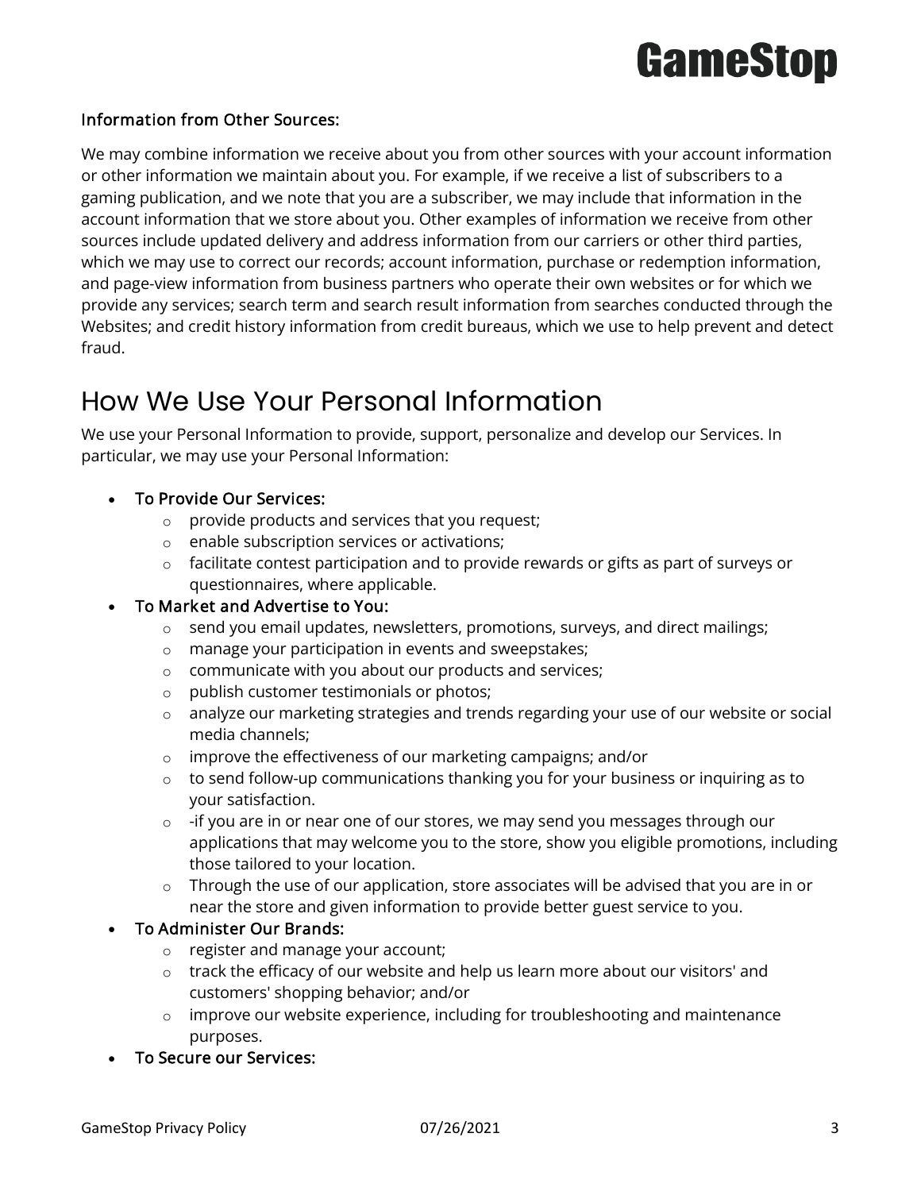**Information from Other Sources:**

We may combine information we receive about you from other sources with your account information or other information we maintain about you. For example, if we receive a list of subscribers to a gaming publication, and we note that you are a subscriber, we may include that information in the account information that we store about you. Other examples of information we receive from other sources include updated delivery and address information from our carriers or other third parties, which we may use to correct our records; account information, purchase or redemption information, and page-view information from business partners who operate their own websites or for which we provide any services; search term and search result information from searches conducted through the Websites; and credit history information from credit bureaus, which we use to help prevent and detect fraud.

## How We Use Your Personal Information

We use your Personal Information to provide, support, personalize and develop our Services. In particular, we may use your Personal Information:

- **To Provide Our Services:**
  - provide products and services that you request;
  - enable subscription services or activations;
  - facilitate contest participation and to provide rewards or gifts as part of surveys or questionnaires, where applicable.
- **To Market and Advertise to You:**
  - send you email updates, newsletters, promotions, surveys, and direct mailings;
  - manage your participation in events and sweepstakes;
  - communicate with you about our products and services;
  - publish customer testimonials or photos;
  - analyze our marketing strategies and trends regarding your use of our website or social media channels;
  - improve the effectiveness of our marketing campaigns; and/or
  - to send follow-up communications thanking you for your business or inquiring as to your satisfaction.
  - -if you are in or near one of our stores, we may send you messages through our applications that may welcome you to the store, show you eligible promotions, including those tailored to your location.
  - Through the use of our application, store associates will be advised that you are in or near the store and given information to provide better guest service to you.
- **To Administer Our Brands:**
  - register and manage your account;
  - track the efficacy of our website and help us learn more about our visitors' and customers' shopping behavior; and/or
  - improve our website experience, including for troubleshooting and maintenance purposes.
- **To Secure our Services:**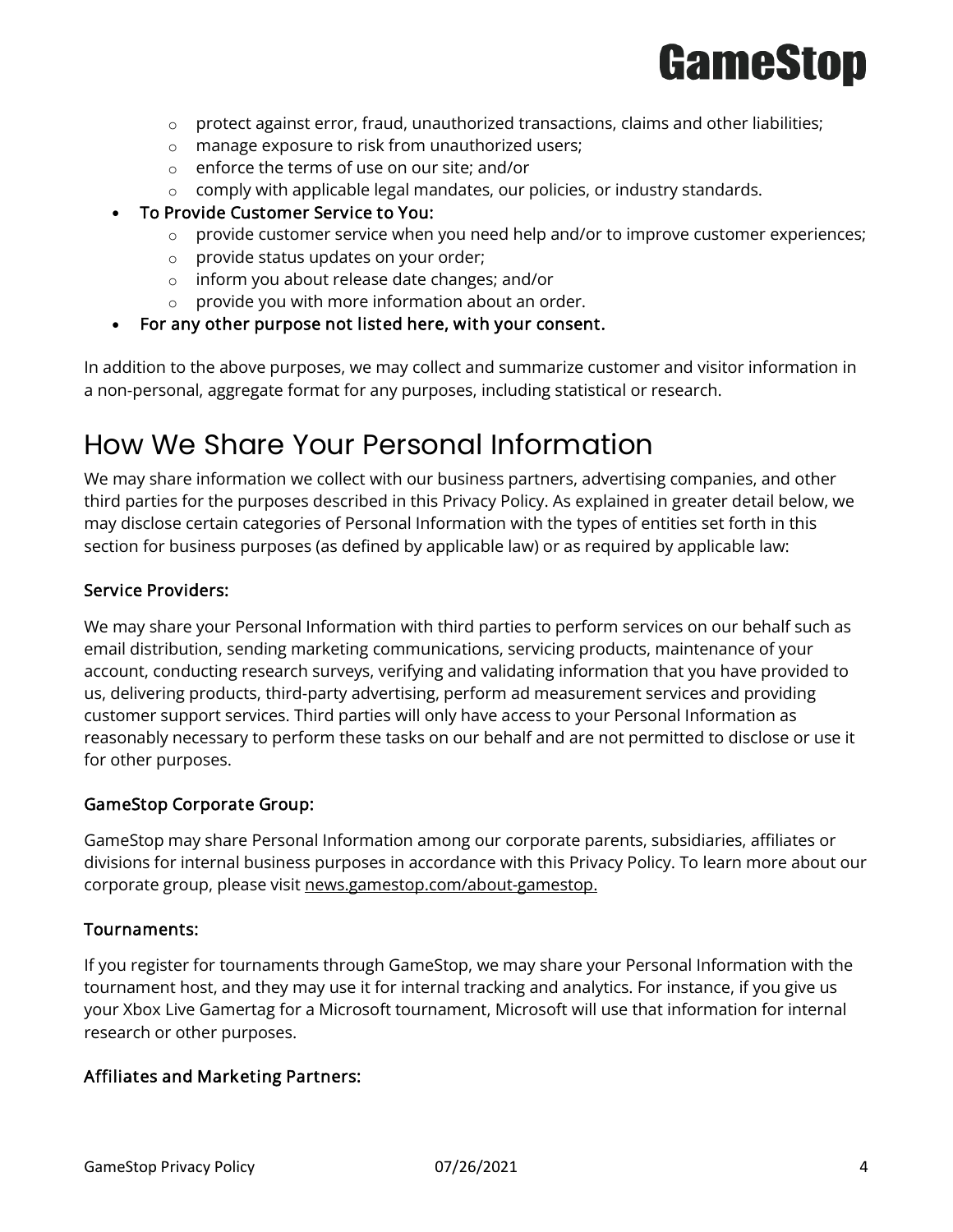- protect against error, fraud, unauthorized transactions, claims and other liabilities;
  - manage exposure to risk from unauthorized users;
  - enforce the terms of use on our site; and/or
  - comply with applicable legal mandates, our policies, or industry standards.
- To Provide Customer Service to You:
  - provide customer service when you need help and/or to improve customer experiences;
  - provide status updates on your order;
  - inform you about release date changes; and/or
  - provide you with more information about an order.
- For any other purpose not listed here, with your consent.

In addition to the above purposes, we may collect and summarize customer and visitor information in a non-personal, aggregate format for any purposes, including statistical or research.

# How We Share Your Personal Information

We may share information we collect with our business partners, advertising companies, and other third parties for the purposes described in this Privacy Policy. As explained in greater detail below, we may disclose certain categories of Personal Information with the types of entities set forth in this section for business purposes (as defined by applicable law) or as required by applicable law:

### Service Providers:

We may share your Personal Information with third parties to perform services on our behalf such as email distribution, sending marketing communications, servicing products, maintenance of your account, conducting research surveys, verifying and validating information that you have provided to us, delivering products, third-party advertising, perform ad measurement services and providing customer support services. Third parties will only have access to your Personal Information as reasonably necessary to perform these tasks on our behalf and are not permitted to disclose or use it for other purposes.

### GameStop Corporate Group:

GameStop may share Personal Information among our corporate parents, subsidiaries, affiliates or divisions for internal business purposes in accordance with this Privacy Policy. To learn more about our corporate group, please visit news.gamestop.com/about-gamestop.

### Tournaments:

If you register for tournaments through GameStop, we may share your Personal Information with the tournament host, and they may use it for internal tracking and analytics. For instance, if you give us your Xbox Live Gamertag for a Microsoft tournament, Microsoft will use that information for internal research or other purposes.

### Affiliates and Marketing Partners: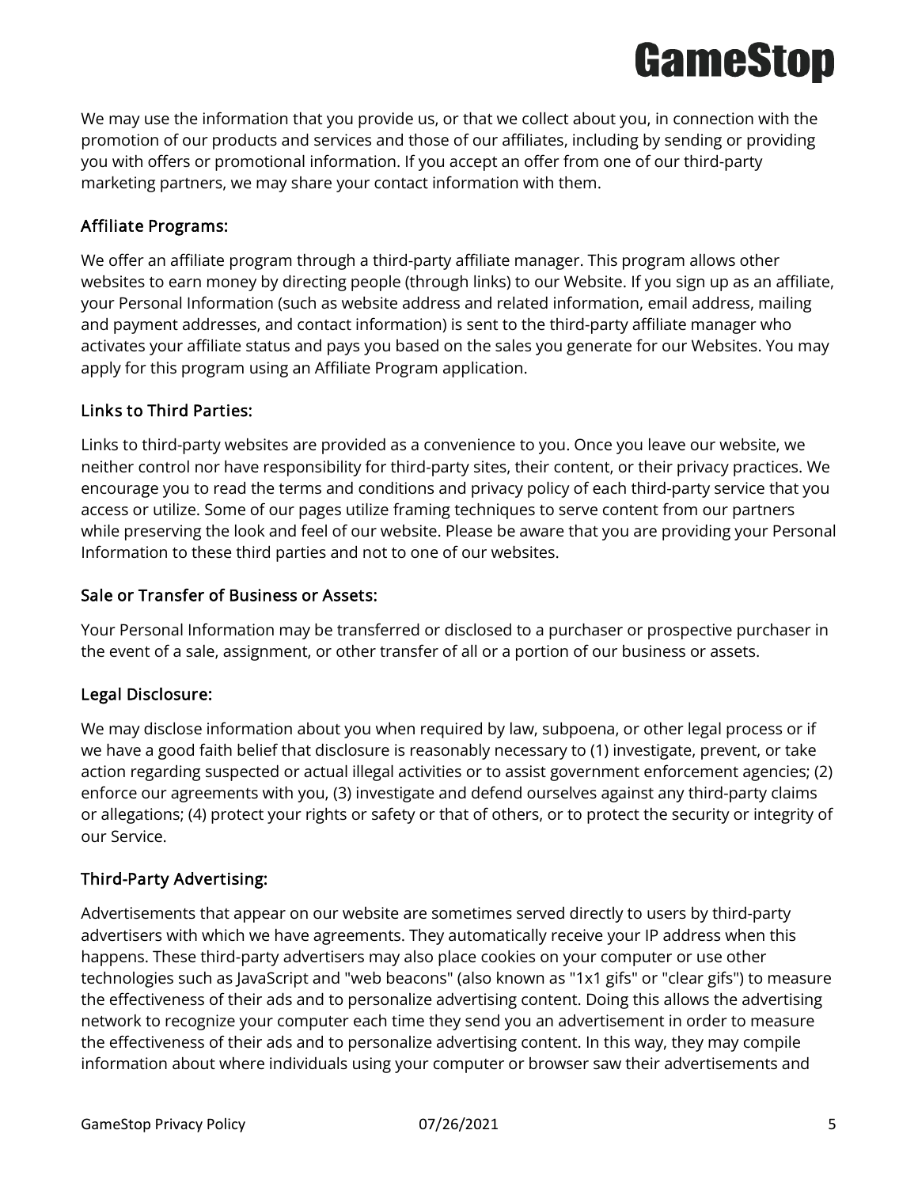We may use the information that you provide us, or that we collect about you, in connection with the promotion of our products and services and those of our affiliates, including by sending or providing you with offers or promotional information. If you accept an offer from one of our third-party marketing partners, we may share your contact information with them.

### Affiliate Programs:

We offer an affiliate program through a third-party affiliate manager. This program allows other websites to earn money by directing people (through links) to our Website. If you sign up as an affiliate, your Personal Information (such as website address and related information, email address, mailing and payment addresses, and contact information) is sent to the third-party affiliate manager who activates your affiliate status and pays you based on the sales you generate for our Websites. You may apply for this program using an Affiliate Program application.

### Links to Third Parties:

Links to third-party websites are provided as a convenience to you. Once you leave our website, we neither control nor have responsibility for third-party sites, their content, or their privacy practices. We encourage you to read the terms and conditions and privacy policy of each third-party service that you access or utilize. Some of our pages utilize framing techniques to serve content from our partners while preserving the look and feel of our website. Please be aware that you are providing your Personal Information to these third parties and not to one of our websites.

### Sale or Transfer of Business or Assets:

Your Personal Information may be transferred or disclosed to a purchaser or prospective purchaser in the event of a sale, assignment, or other transfer of all or a portion of our business or assets.

### Legal Disclosure:

We may disclose information about you when required by law, subpoena, or other legal process or if we have a good faith belief that disclosure is reasonably necessary to (1) investigate, prevent, or take action regarding suspected or actual illegal activities or to assist government enforcement agencies; (2) enforce our agreements with you, (3) investigate and defend ourselves against any third-party claims or allegations; (4) protect your rights or safety or that of others, or to protect the security or integrity of our Service.

### Third-Party Advertising:

Advertisements that appear on our website are sometimes served directly to users by third-party advertisers with which we have agreements. They automatically receive your IP address when this happens. These third-party advertisers may also place cookies on your computer or use other technologies such as JavaScript and "web beacons" (also known as "1x1 gifs" or "clear gifs") to measure the effectiveness of their ads and to personalize advertising content. Doing this allows the advertising network to recognize your computer each time they send you an advertisement in order to measure the effectiveness of their ads and to personalize advertising content. In this way, they may compile information about where individuals using your computer or browser saw their advertisements and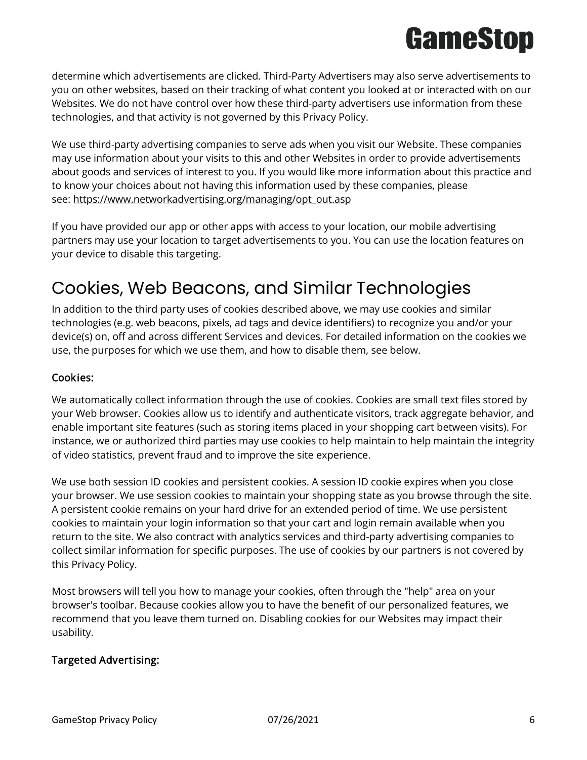determine which advertisements are clicked. Third-Party Advertisers may also serve advertisements to you on other websites, based on their tracking of what content you looked at or interacted with on our Websites. We do not have control over how these third-party advertisers use information from these technologies, and that activity is not governed by this Privacy Policy.

We use third-party advertising companies to serve ads when you visit our Website. These companies may use information about your visits to this and other Websites in order to provide advertisements about goods and services of interest to you. If you would like more information about this practice and to know your choices about not having this information used by these companies, please see: https://www.networkadvertising.org/managing/opt_out.asp

If you have provided our app or other apps with access to your location, our mobile advertising partners may use your location to target advertisements to you. You can use the location features on your device to disable this targeting.

## Cookies, Web Beacons, and Similar Technologies

In addition to the third party uses of cookies described above, we may use cookies and similar technologies (e.g. web beacons, pixels, ad tags and device identifiers) to recognize you and/or your device(s) on, off and across different Services and devices. For detailed information on the cookies we use, the purposes for which we use them, and how to disable them, see below.

### Cookies:

We automatically collect information through the use of cookies. Cookies are small text files stored by your Web browser. Cookies allow us to identify and authenticate visitors, track aggregate behavior, and enable important site features (such as storing items placed in your shopping cart between visits). For instance, we or authorized third parties may use cookies to help maintain to help maintain the integrity of video statistics, prevent fraud and to improve the site experience.

We use both session ID cookies and persistent cookies. A session ID cookie expires when you close your browser. We use session cookies to maintain your shopping state as you browse through the site. A persistent cookie remains on your hard drive for an extended period of time. We use persistent cookies to maintain your login information so that your cart and login remain available when you return to the site. We also contract with analytics services and third-party advertising companies to collect similar information for specific purposes. The use of cookies by our partners is not covered by this Privacy Policy.

Most browsers will tell you how to manage your cookies, often through the "help" area on your browser's toolbar. Because cookies allow you to have the benefit of our personalized features, we recommend that you leave them turned on. Disabling cookies for our Websites may impact their usability.

### Targeted Advertising: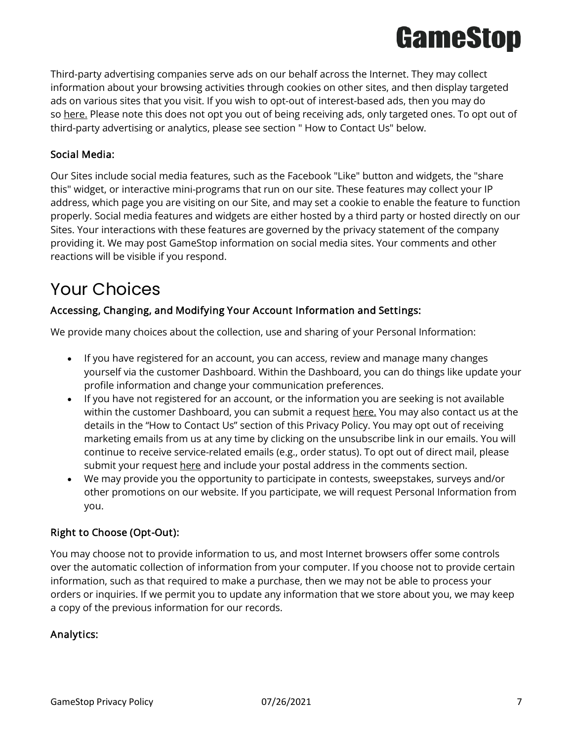Third-party advertising companies serve ads on our behalf across the Internet. They may collect information about your browsing activities through cookies on other sites, and then display targeted ads on various sites that you visit. If you wish to opt-out of interest-based ads, then you may do so here. Please note this does not opt you out of being receiving ads, only targeted ones. To opt out of third-party advertising or analytics, please see section " How to Contact Us" below.

### Social Media:

Our Sites include social media features, such as the Facebook "Like" button and widgets, the "share this" widget, or interactive mini-programs that run on our site. These features may collect your IP address, which page you are visiting on our Site, and may set a cookie to enable the feature to function properly. Social media features and widgets are either hosted by a third party or hosted directly on our Sites. Your interactions with these features are governed by the privacy statement of the company providing it. We may post GameStop information on social media sites. Your comments and other reactions will be visible if you respond.

## Your Choices

### Accessing, Changing, and Modifying Your Account Information and Settings:

We provide many choices about the collection, use and sharing of your Personal Information:

- If you have registered for an account, you can access, review and manage many changes yourself via the customer Dashboard. Within the Dashboard, you can do things like update your profile information and change your communication preferences.
- If you have not registered for an account, or the information you are seeking is not available within the customer Dashboard, you can submit a request here. You may also contact us at the details in the "How to Contact Us" section of this Privacy Policy. You may opt out of receiving marketing emails from us at any time by clicking on the unsubscribe link in our emails. You will continue to receive service-related emails (e.g., order status). To opt out of direct mail, please submit your request here and include your postal address in the comments section.
- We may provide you the opportunity to participate in contests, sweepstakes, surveys and/or other promotions on our website. If you participate, we will request Personal Information from you.

### Right to Choose (Opt-Out):

You may choose not to provide information to us, and most Internet browsers offer some controls over the automatic collection of information from your computer. If you choose not to provide certain information, such as that required to make a purchase, then we may not be able to process your orders or inquiries. If we permit you to update any information that we store about you, we may keep a copy of the previous information for our records.

### Analytics: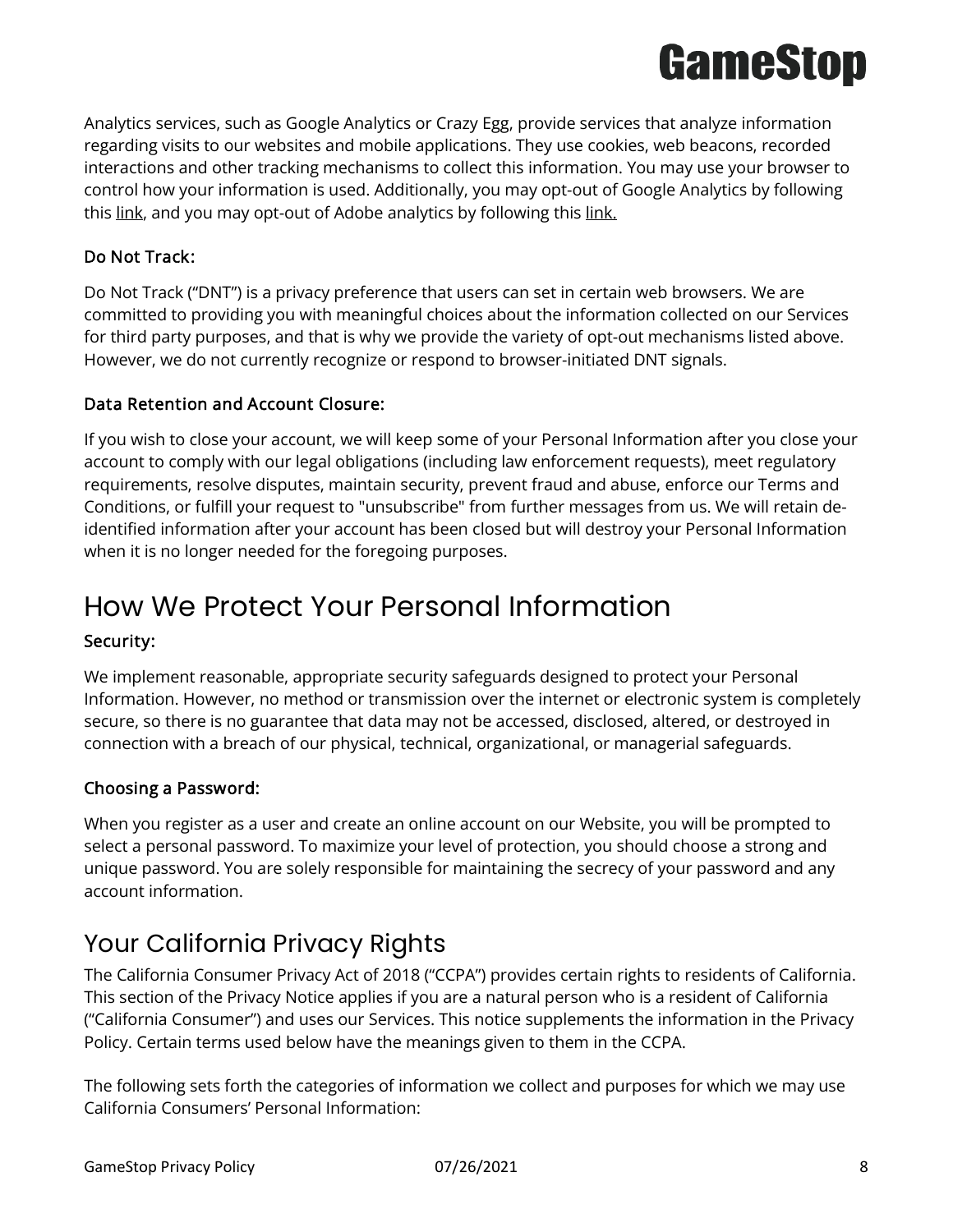Analytics services, such as Google Analytics or Crazy Egg, provide services that analyze information regarding visits to our websites and mobile applications. They use cookies, web beacons, recorded interactions and other tracking mechanisms to collect this information. You may use your browser to control how your information is used. Additionally, you may opt-out of Google Analytics by following this link, and you may opt-out of Adobe analytics by following this link.

### Do Not Track:

Do Not Track ("DNT") is a privacy preference that users can set in certain web browsers. We are committed to providing you with meaningful choices about the information collected on our Services for third party purposes, and that is why we provide the variety of opt-out mechanisms listed above. However, we do not currently recognize or respond to browser-initiated DNT signals.

### Data Retention and Account Closure:

If you wish to close your account, we will keep some of your Personal Information after you close your account to comply with our legal obligations (including law enforcement requests), meet regulatory requirements, resolve disputes, maintain security, prevent fraud and abuse, enforce our Terms and Conditions, or fulfill your request to "unsubscribe" from further messages from us. We will retain de-identified information after your account has been closed but will destroy your Personal Information when it is no longer needed for the foregoing purposes.

## How We Protect Your Personal Information

### Security:

We implement reasonable, appropriate security safeguards designed to protect your Personal Information. However, no method or transmission over the internet or electronic system is completely secure, so there is no guarantee that data may not be accessed, disclosed, altered, or destroyed in connection with a breach of our physical, technical, organizational, or managerial safeguards.

### Choosing a Password:

When you register as a user and create an online account on our Website, you will be prompted to select a personal password. To maximize your level of protection, you should choose a strong and unique password. You are solely responsible for maintaining the secrecy of your password and any account information.

## Your California Privacy Rights

The California Consumer Privacy Act of 2018 ("CCPA") provides certain rights to residents of California. This section of the Privacy Notice applies if you are a natural person who is a resident of California ("California Consumer") and uses our Services. This notice supplements the information in the Privacy Policy. Certain terms used below have the meanings given to them in the CCPA.

The following sets forth the categories of information we collect and purposes for which we may use California Consumers' Personal Information: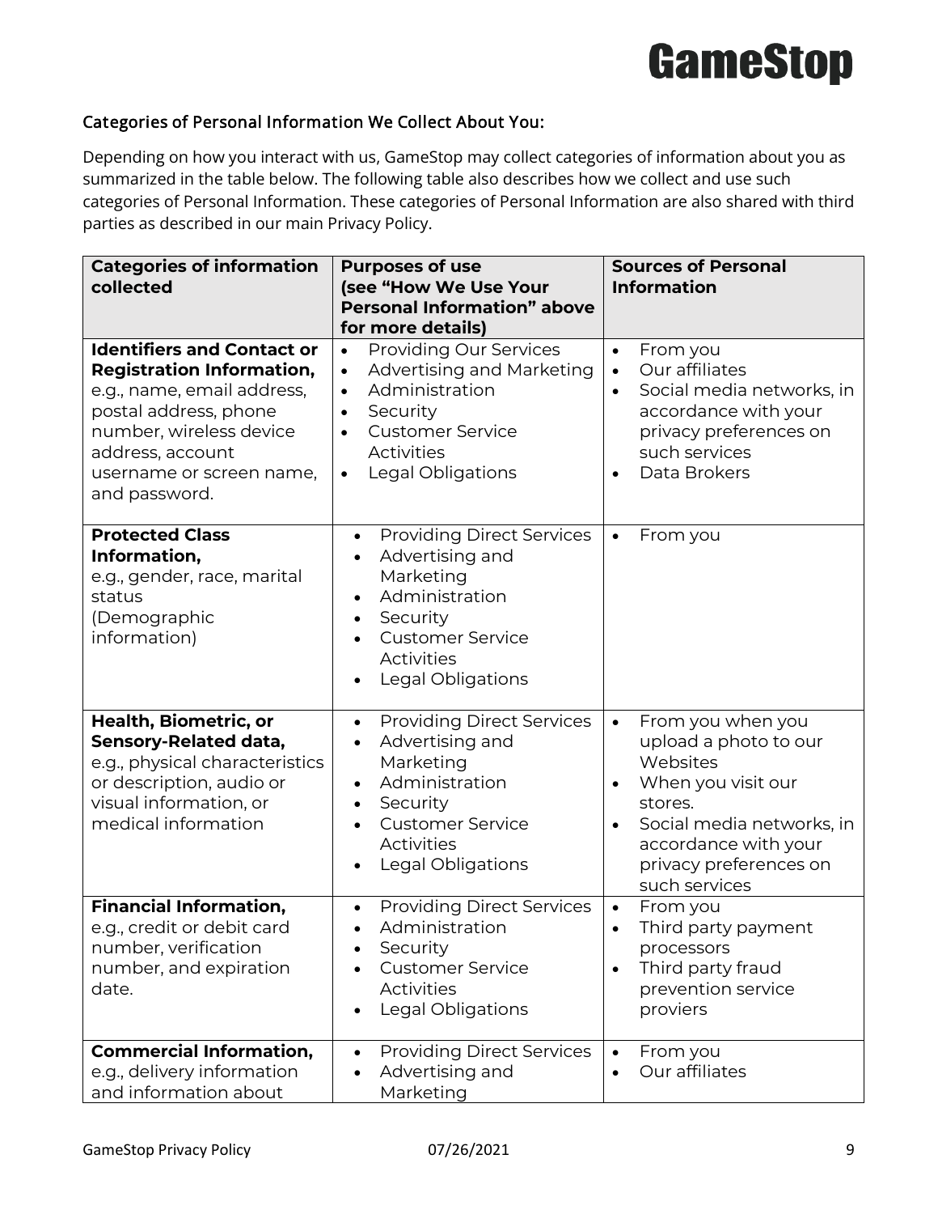### Categories of Personal Information We Collect About You:

Depending on how you interact with us, GameStop may collect categories of information about you as summarized in the table below. The following table also describes how we collect and use such categories of Personal Information. These categories of Personal Information are also shared with third parties as described in our main Privacy Policy.

| Categories of information collected | Purposes of use (see "How We Use Your Personal Information" above for more details) | Sources of Personal Information |
|---|---|---|
| **Identifiers and Contact or Registration Information,** e.g., name, email address, postal address, phone number, wireless device address, account username or screen name, and password. | • Providing Our Services<br>• Advertising and Marketing<br>• Administration<br>• Security<br>• Customer Service Activities<br>• Legal Obligations | • From you<br>• Our affiliates<br>• Social media networks, in accordance with your privacy preferences on such services<br>• Data Brokers |
| **Protected Class Information,** e.g., gender, race, marital status (Demographic information) | • Providing Direct Services<br>• Advertising and Marketing<br>• Administration<br>• Security<br>• Customer Service Activities<br>• Legal Obligations | • From you |
| **Health, Biometric, or Sensory-Related data,** e.g., physical characteristics or description, audio or visual information, or medical information | • Providing Direct Services<br>• Advertising and Marketing<br>• Administration<br>• Security<br>• Customer Service Activities<br>• Legal Obligations | • From you when you upload a photo to our Websites<br>• When you visit our stores.<br>• Social media networks, in accordance with your privacy preferences on such services |
| **Financial Information,** e.g., credit or debit card number, verification number, and expiration date. | • Providing Direct Services<br>• Administration<br>• Security<br>• Customer Service Activities<br>• Legal Obligations | • From you<br>• Third party payment processors<br>• Third party fraud prevention service proviers |
| **Commercial Information,** e.g., delivery information and information about | • Providing Direct Services<br>• Advertising and Marketing | • From you<br>• Our affiliates |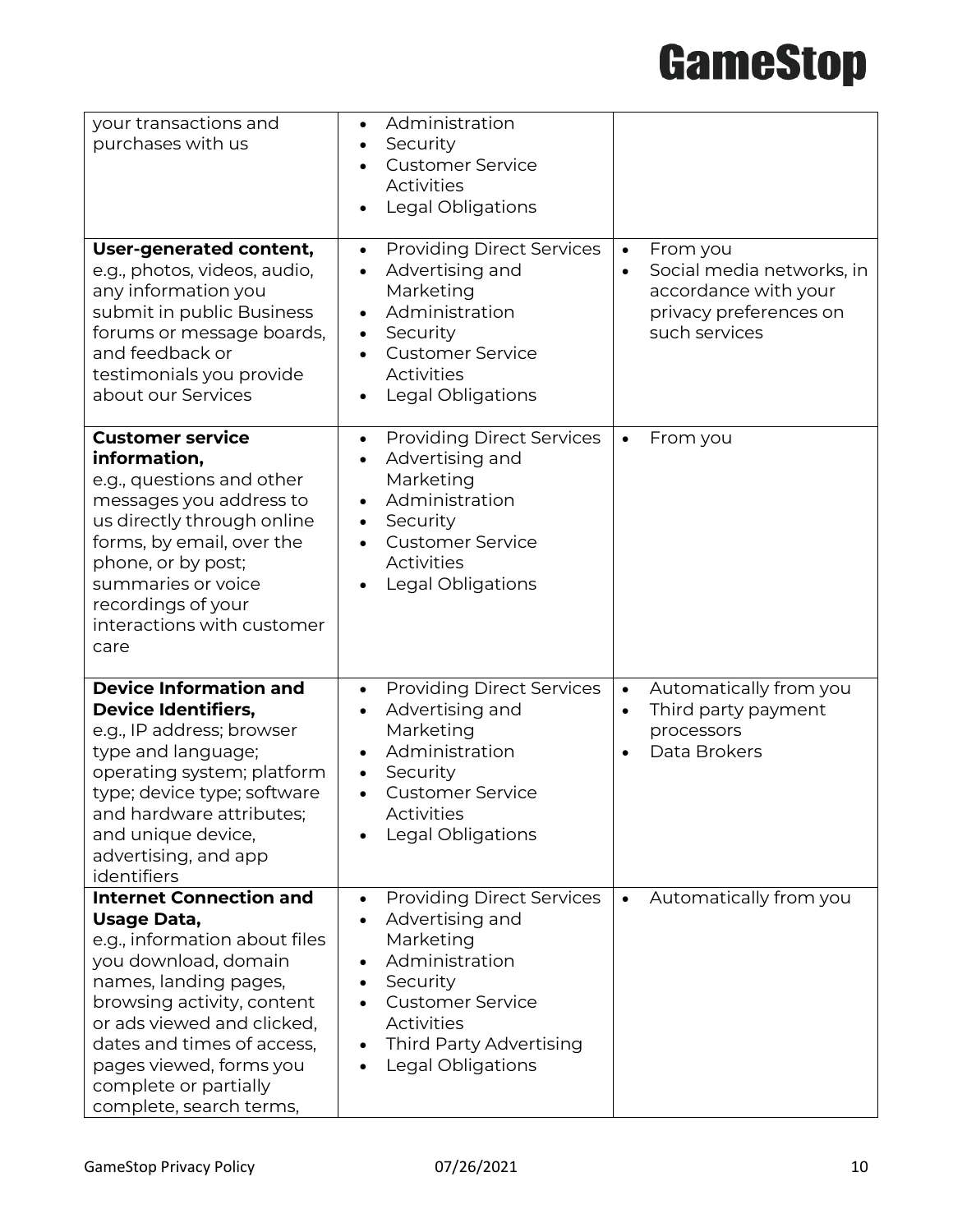| | | |
|---|---|---|
| your transactions and purchases with us | • Administration<br>• Security<br>• Customer Service Activities<br>• Legal Obligations | |
| **User-generated content,** e.g., photos, videos, audio, any information you submit in public Business forums or message boards, and feedback or testimonials you provide about our Services | • Providing Direct Services<br>• Advertising and Marketing<br>• Administration<br>• Security<br>• Customer Service Activities<br>• Legal Obligations | • From you<br>• Social media networks, in accordance with your privacy preferences on such services |
| **Customer service information,** e.g., questions and other messages you address to us directly through online forms, by email, over the phone, or by post; summaries or voice recordings of your interactions with customer care | • Providing Direct Services<br>• Advertising and Marketing<br>• Administration<br>• Security<br>• Customer Service Activities<br>• Legal Obligations | • From you |
| **Device Information and Device Identifiers,** e.g., IP address; browser type and language; operating system; platform type; device type; software and hardware attributes; and unique device, advertising, and app identifiers | • Providing Direct Services<br>• Advertising and Marketing<br>• Administration<br>• Security<br>• Customer Service Activities<br>• Legal Obligations | • Automatically from you<br>• Third party payment processors<br>• Data Brokers |
| **Internet Connection and Usage Data,** e.g., information about files you download, domain names, landing pages, browsing activity, content or ads viewed and clicked, dates and times of access, pages viewed, forms you complete or partially complete, search terms, | • Providing Direct Services<br>• Advertising and Marketing<br>• Administration<br>• Security<br>• Customer Service Activities<br>• Third Party Advertising<br>• Legal Obligations | • Automatically from you |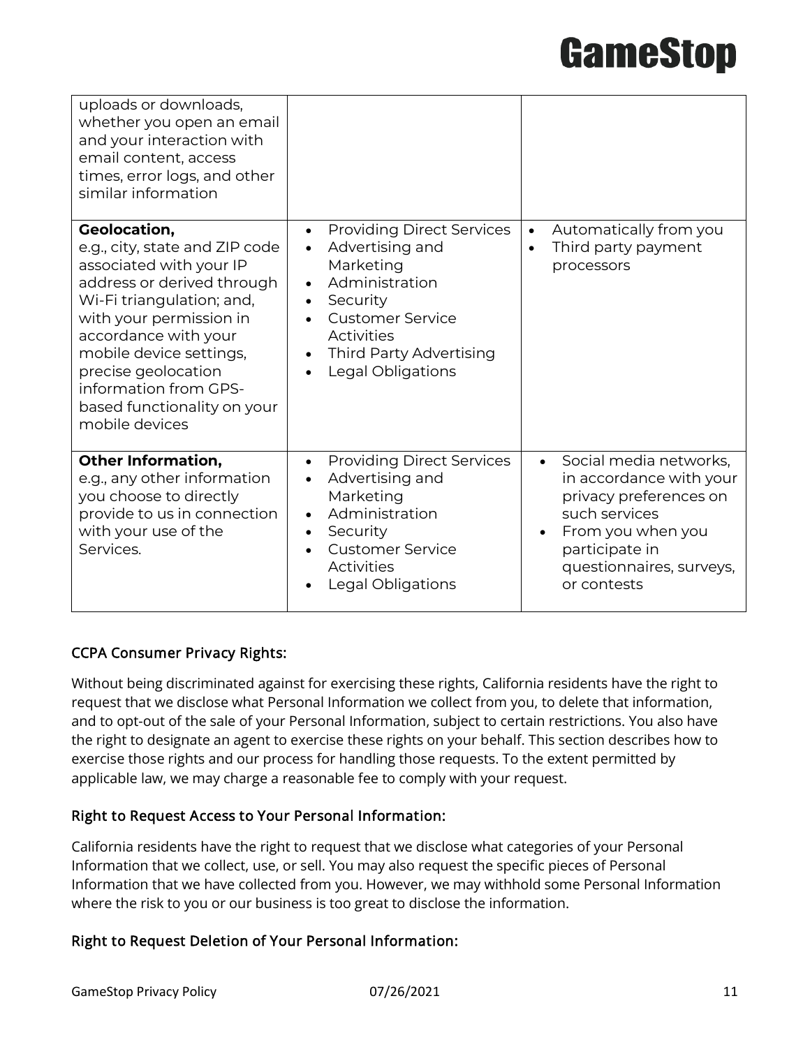| | | |
|---|---|---|
| uploads or downloads, whether you open an email and your interaction with email content, access times, error logs, and other similar information | | |
| **Geolocation,** e.g., city, state and ZIP code associated with your IP address or derived through Wi-Fi triangulation; and, with your permission in accordance with your mobile device settings, precise geolocation information from GPS-based functionality on your mobile devices | • Providing Direct Services<br>• Advertising and Marketing<br>• Administration<br>• Security<br>• Customer Service Activities<br>• Third Party Advertising<br>• Legal Obligations | • Automatically from you<br>• Third party payment processors |
| **Other Information,** e.g., any other information you choose to directly provide to us in connection with your use of the Services. | • Providing Direct Services<br>• Advertising and Marketing<br>• Administration<br>• Security<br>• Customer Service Activities<br>• Legal Obligations | • Social media networks, in accordance with your privacy preferences on such services<br>• From you when you participate in questionnaires, surveys, or contests |

### CCPA Consumer Privacy Rights:

Without being discriminated against for exercising these rights, California residents have the right to request that we disclose what Personal Information we collect from you, to delete that information, and to opt-out of the sale of your Personal Information, subject to certain restrictions. You also have the right to designate an agent to exercise these rights on your behalf. This section describes how to exercise those rights and our process for handling those requests. To the extent permitted by applicable law, we may charge a reasonable fee to comply with your request.

### Right to Request Access to Your Personal Information:

California residents have the right to request that we disclose what categories of your Personal Information that we collect, use, or sell. You may also request the specific pieces of Personal Information that we have collected from you. However, we may withhold some Personal Information where the risk to you or our business is too great to disclose the information.

### Right to Request Deletion of Your Personal Information: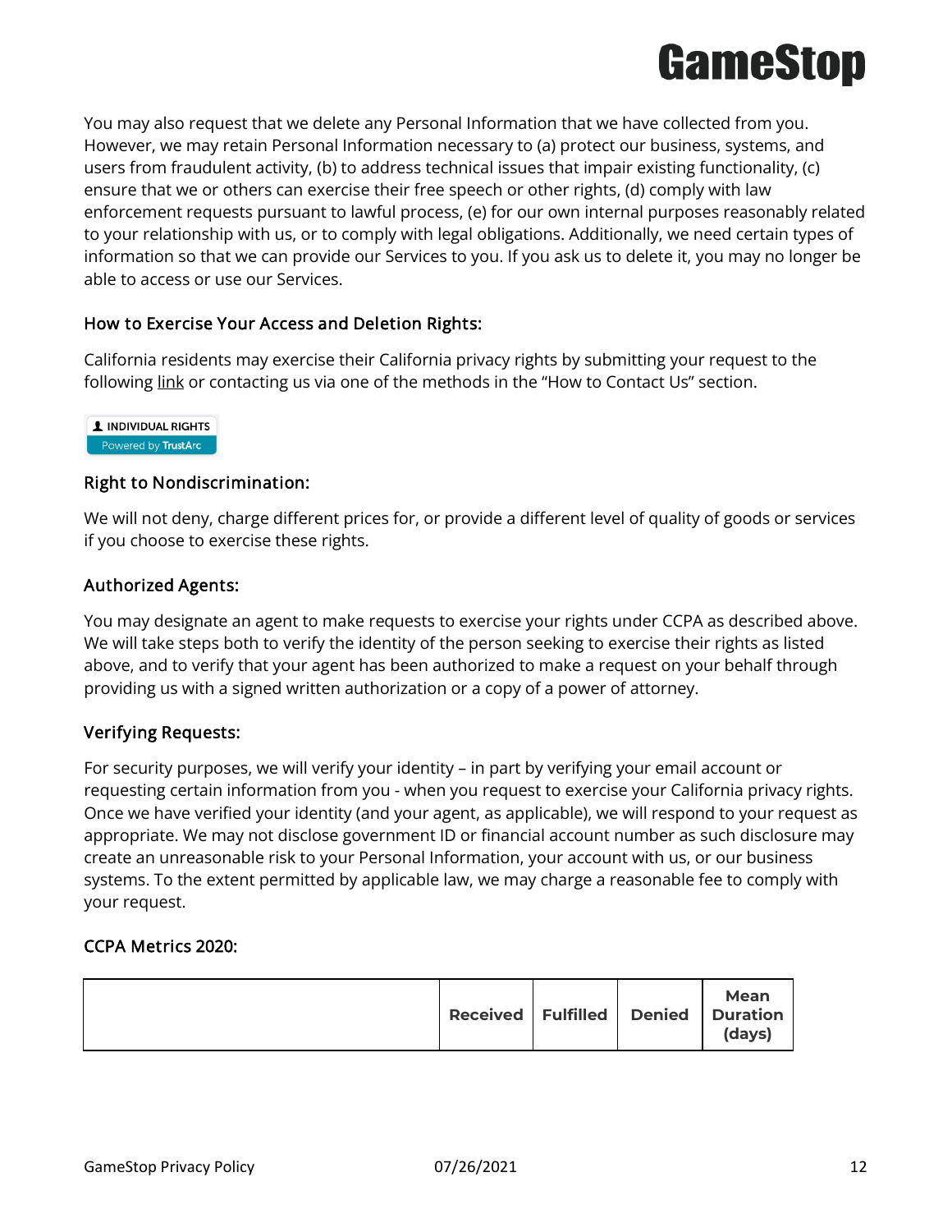You may also request that we delete any Personal Information that we have collected from you. However, we may retain Personal Information necessary to (a) protect our business, systems, and users from fraudulent activity, (b) to address technical issues that impair existing functionality, (c) ensure that we or others can exercise their free speech or other rights, (d) comply with law enforcement requests pursuant to lawful process, (e) for our own internal purposes reasonably related to your relationship with us, or to comply with legal obligations. Additionally, we need certain types of information so that we can provide our Services to you. If you ask us to delete it, you may no longer be able to access or use our Services.

### How to Exercise Your Access and Deletion Rights:

California residents may exercise their California privacy rights by submitting your request to the following link or contacting us via one of the methods in the "How to Contact Us" section.

INDIVIDUAL RIGHTS
Powered by TrustArc

### Right to Nondiscrimination:

We will not deny, charge different prices for, or provide a different level of quality of goods or services if you choose to exercise these rights.

### Authorized Agents:

You may designate an agent to make requests to exercise your rights under CCPA as described above. We will take steps both to verify the identity of the person seeking to exercise their rights as listed above, and to verify that your agent has been authorized to make a request on your behalf through providing us with a signed written authorization or a copy of a power of attorney.

### Verifying Requests:

For security purposes, we will verify your identity – in part by verifying your email account or requesting certain information from you - when you request to exercise your California privacy rights. Once we have verified your identity (and your agent, as applicable), we will respond to your request as appropriate. We may not disclose government ID or financial account number as such disclosure may create an unreasonable risk to your Personal Information, your account with us, or our business systems. To the extent permitted by applicable law, we may charge a reasonable fee to comply with your request.

### CCPA Metrics 2020:

| | **Received** | **Fulfilled** | **Denied** | **Mean Duration (days)** |
|---|---|---|---|---|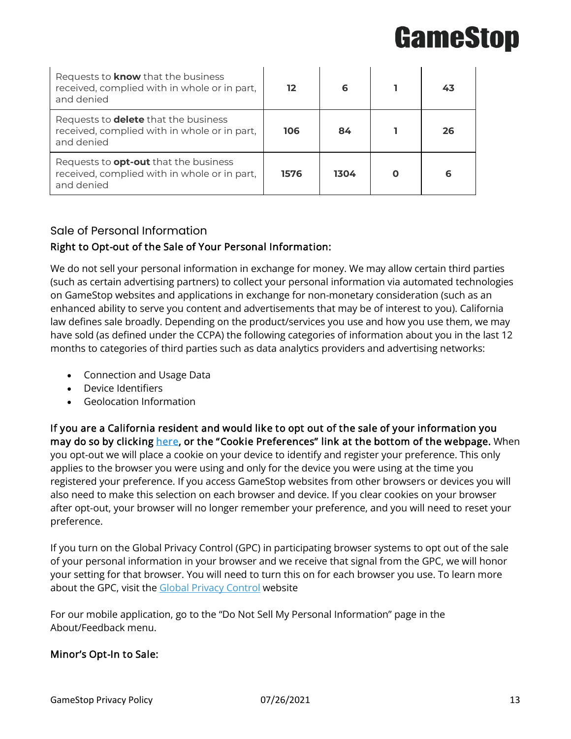| | | | | |
|---|---|---|---|---|
| Requests to **know** that the business received, complied with in whole or in part, and denied | **12** | **6** | **1** | **43** |
| Requests to **delete** that the business received, complied with in whole or in part, and denied | **106** | **84** | **1** | **26** |
| Requests to **opt-out** that the business received, complied with in whole or in part, and denied | **1576** | **1304** | **0** | **6** |

## Sale of Personal Information

### Right to Opt-out of the Sale of Your Personal Information:

We do not sell your personal information in exchange for money. We may allow certain third parties (such as certain advertising partners) to collect your personal information via automated technologies on GameStop websites and applications in exchange for non-monetary consideration (such as an enhanced ability to serve you content and advertisements that may be of interest to you). California law defines sale broadly. Depending on the product/services you use and how you use them, we may have sold (as defined under the CCPA) the following categories of information about you in the last 12 months to categories of third parties such as data analytics providers and advertising networks:

- Connection and Usage Data
- Device Identifiers
- Geolocation Information

**If you are a California resident and would like to opt out of the sale of your information you may do so by clicking here, or the "Cookie Preferences" link at the bottom of the webpage.** When you opt-out we will place a cookie on your device to identify and register your preference. This only applies to the browser you were using and only for the device you were using at the time you registered your preference. If you access GameStop websites from other browsers or devices you will also need to make this selection on each browser and device. If you clear cookies on your browser after opt-out, your browser will no longer remember your preference, and you will need to reset your preference.

If you turn on the Global Privacy Control (GPC) in participating browser systems to opt out of the sale of your personal information in your browser and we receive that signal from the GPC, we will honor your setting for that browser. You will need to turn this on for each browser you use. To learn more about the GPC, visit the Global Privacy Control website

For our mobile application, go to the "Do Not Sell My Personal Information" page in the About/Feedback menu.

### Minor's Opt-In to Sale: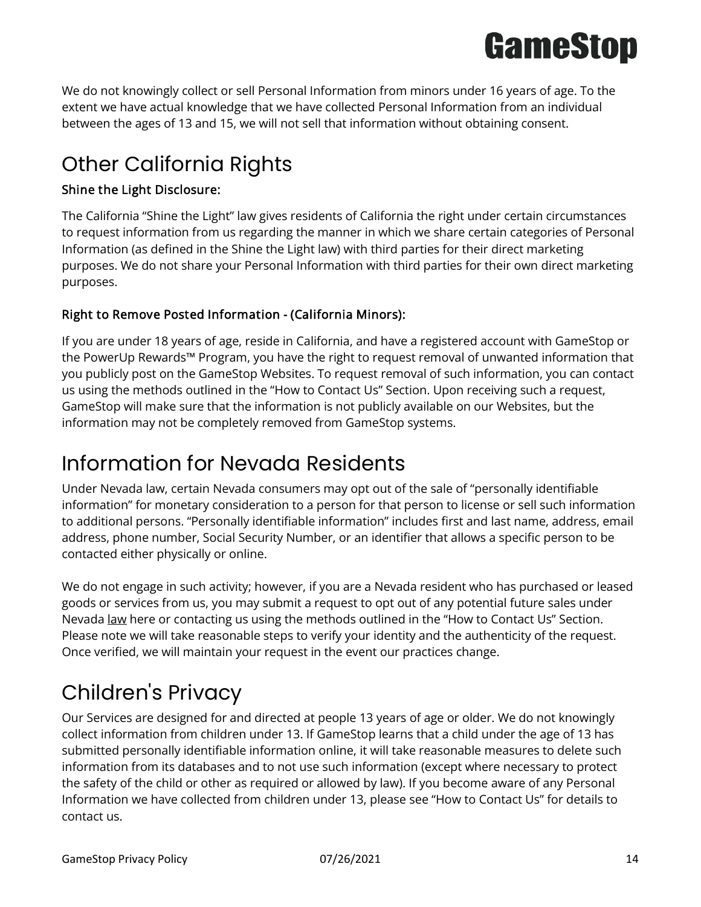We do not knowingly collect or sell Personal Information from minors under 16 years of age. To the extent we have actual knowledge that we have collected Personal Information from an individual between the ages of 13 and 15, we will not sell that information without obtaining consent.

## Other California Rights

### Shine the Light Disclosure:

The California "Shine the Light" law gives residents of California the right under certain circumstances to request information from us regarding the manner in which we share certain categories of Personal Information (as defined in the Shine the Light law) with third parties for their direct marketing purposes. We do not share your Personal Information with third parties for their own direct marketing purposes.

### Right to Remove Posted Information - (California Minors):

If you are under 18 years of age, reside in California, and have a registered account with GameStop or the PowerUp Rewards™ Program, you have the right to request removal of unwanted information that you publicly post on the GameStop Websites. To request removal of such information, you can contact us using the methods outlined in the "How to Contact Us" Section. Upon receiving such a request, GameStop will make sure that the information is not publicly available on our Websites, but the information may not be completely removed from GameStop systems.

## Information for Nevada Residents

Under Nevada law, certain Nevada consumers may opt out of the sale of "personally identifiable information" for monetary consideration to a person for that person to license or sell such information to additional persons. "Personally identifiable information" includes first and last name, address, email address, phone number, Social Security Number, or an identifier that allows a specific person to be contacted either physically or online.

We do not engage in such activity; however, if you are a Nevada resident who has purchased or leased goods or services from us, you may submit a request to opt out of any potential future sales under Nevada law here or contacting us using the methods outlined in the "How to Contact Us" Section. Please note we will take reasonable steps to verify your identity and the authenticity of the request. Once verified, we will maintain your request in the event our practices change.

## Children's Privacy

Our Services are designed for and directed at people 13 years of age or older. We do not knowingly collect information from children under 13. If GameStop learns that a child under the age of 13 has submitted personally identifiable information online, it will take reasonable measures to delete such information from its databases and to not use such information (except where necessary to protect the safety of the child or other as required or allowed by law). If you become aware of any Personal Information we have collected from children under 13, please see "How to Contact Us" for details to contact us.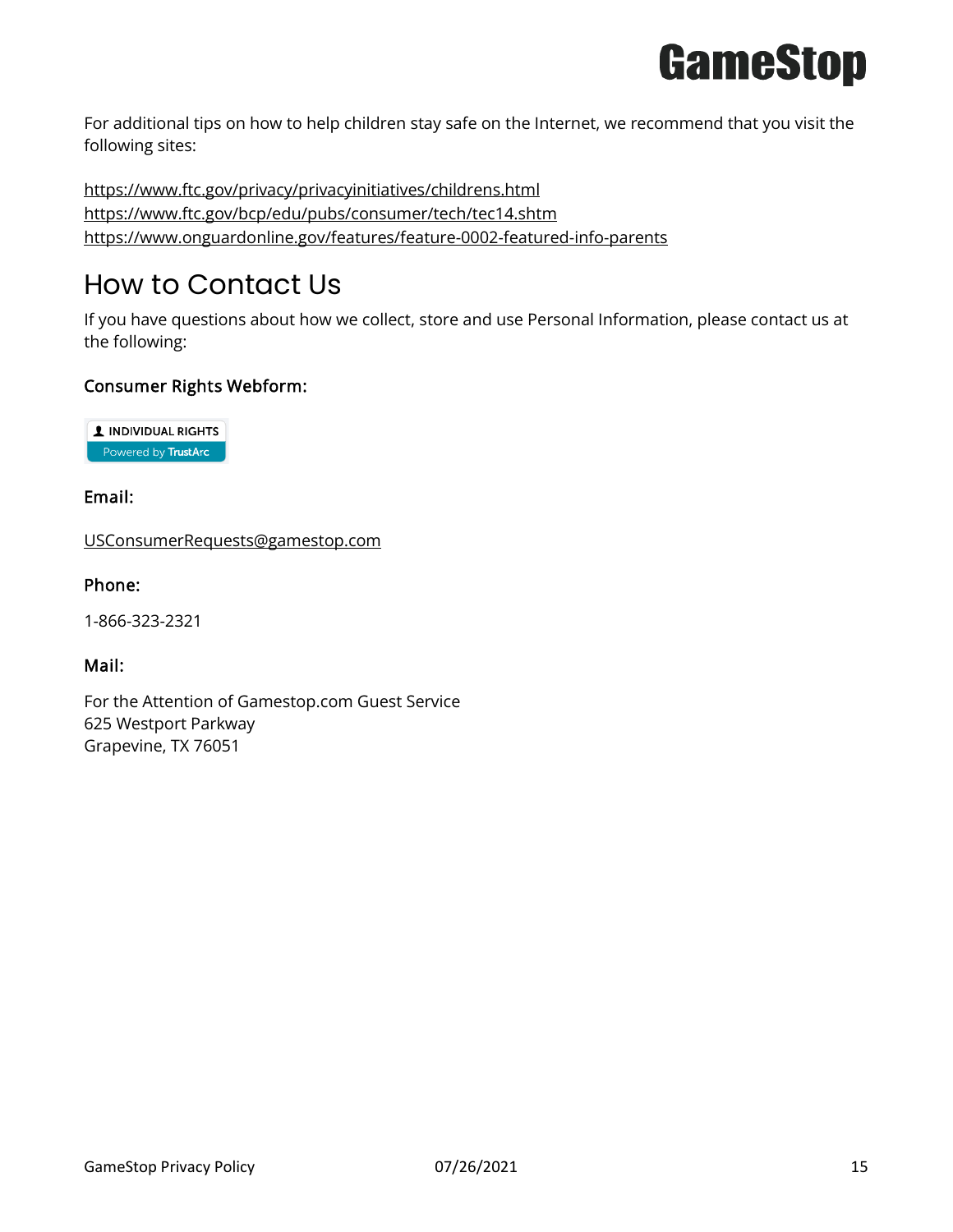For additional tips on how to help children stay safe on the Internet, we recommend that you visit the following sites:

https://www.ftc.gov/privacy/privacyinitiatives/childrens.html
https://www.ftc.gov/bcp/edu/pubs/consumer/tech/tec14.shtm
https://www.onguardonline.gov/features/feature-0002-featured-info-parents

# How to Contact Us

If you have questions about how we collect, store and use Personal Information, please contact us at the following:

### Consumer Rights Webform:

INDIVIDUAL RIGHTS
Powered by TrustArc

### Email:

USConsumerRequests@gamestop.com

### Phone:

1-866-323-2321

### Mail:

For the Attention of Gamestop.com Guest Service
625 Westport Parkway
Grapevine, TX 76051